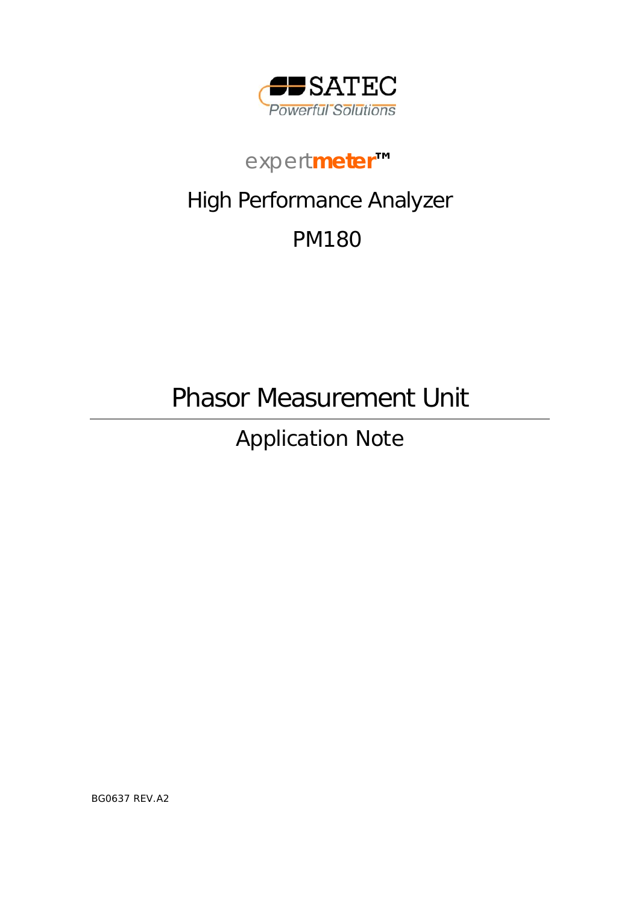SATEC

Powerful Solutions

expert**meter**™

# High Performance Analyzer

# PM180

# Phasor Measurement Unit

## Application Note

BG0637 REV.A2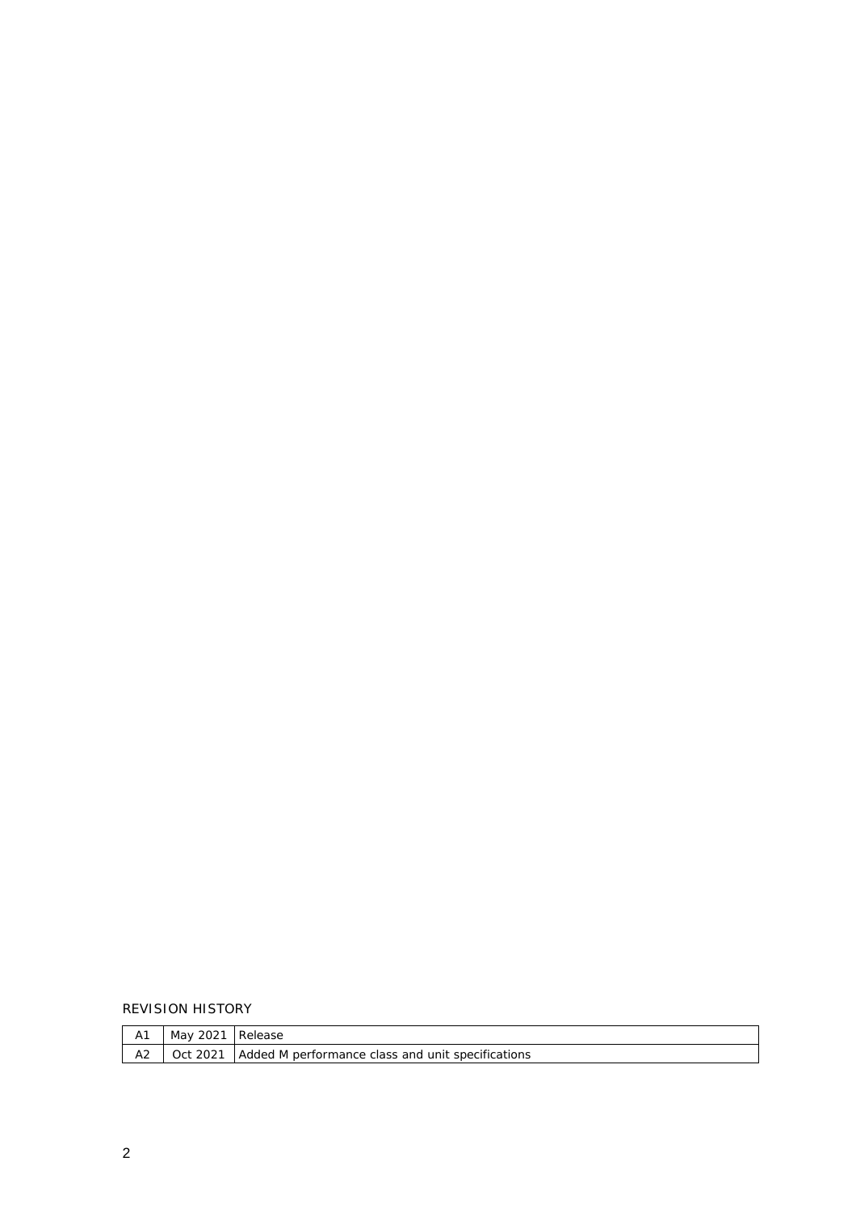REVISION HISTORY

| | | |
|---|---|---|
| A1 | May 2021 | Release |
| A2 | Oct 2021 | Added M performance class and unit specifications |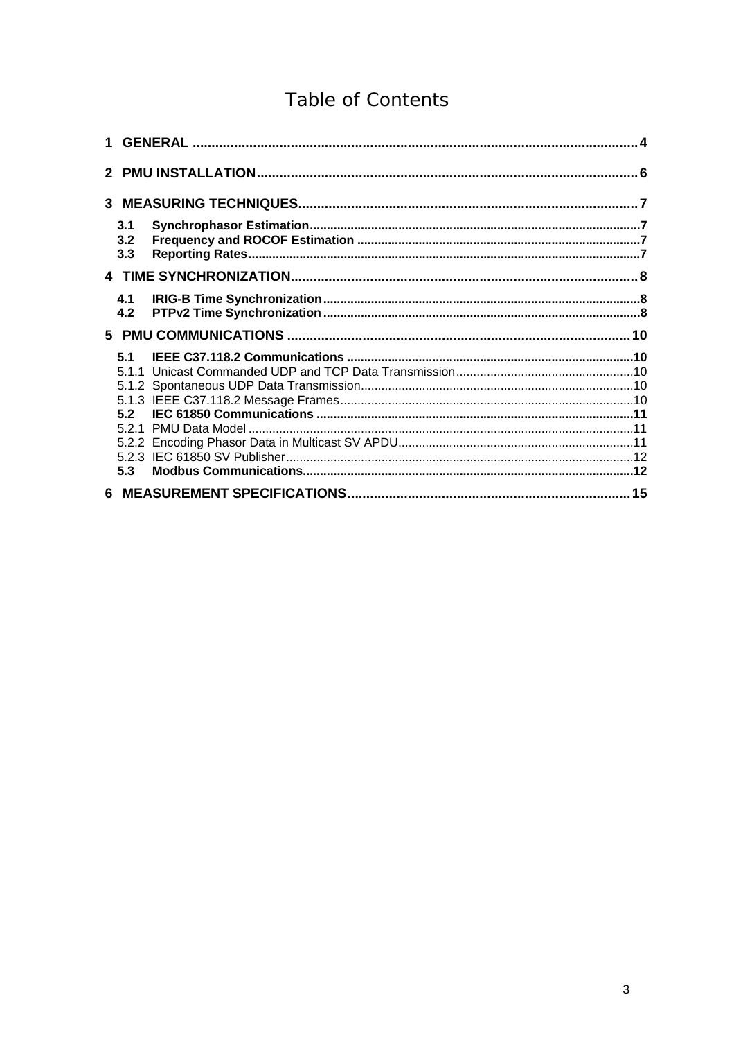# Table of Contents

**1 GENERAL** .......................................................................................................... 4

**2 PMU INSTALLATION** .......................................................................................... 6

**3 MEASURING TECHNIQUES** ................................................................................ 7

- **3.1 Synchrophasor Estimation** .......................................................................... 7
- **3.2 Frequency and ROCOF Estimation** ............................................................ 7
- **3.3 Reporting Rates** .......................................................................................... 7

**4 TIME SYNCHRONIZATION** .................................................................................. 8

- **4.1 IRIG-B Time Synchronization** ..................................................................... 8
- **4.2 PTPv2 Time Synchronization** ...................................................................... 8

**5 PMU COMMUNICATIONS** ................................................................................... 10

- **5.1 IEEE C37.118.2 Communications** ................................................................ 10
  - 5.1.1 Unicast Commanded UDP and TCP Data Transmission ........................... 10
  - 5.1.2 Spontaneous UDP Data Transmission ...................................................... 10
  - 5.1.3 IEEE C37.118.2 Message Frames ........................................................... 10
- **5.2 IEC 61850 Communications** ........................................................................ 11
  - 5.2.1 PMU Data Model ...................................................................................... 11
  - 5.2.2 Encoding Phasor Data in Multicast SV APDU .......................................... 11
  - 5.2.3 IEC 61850 SV Publisher ........................................................................... 12
- **5.3 Modbus Communications** ............................................................................ 12

**6 MEASUREMENT SPECIFICATIONS** ..................................................................... 15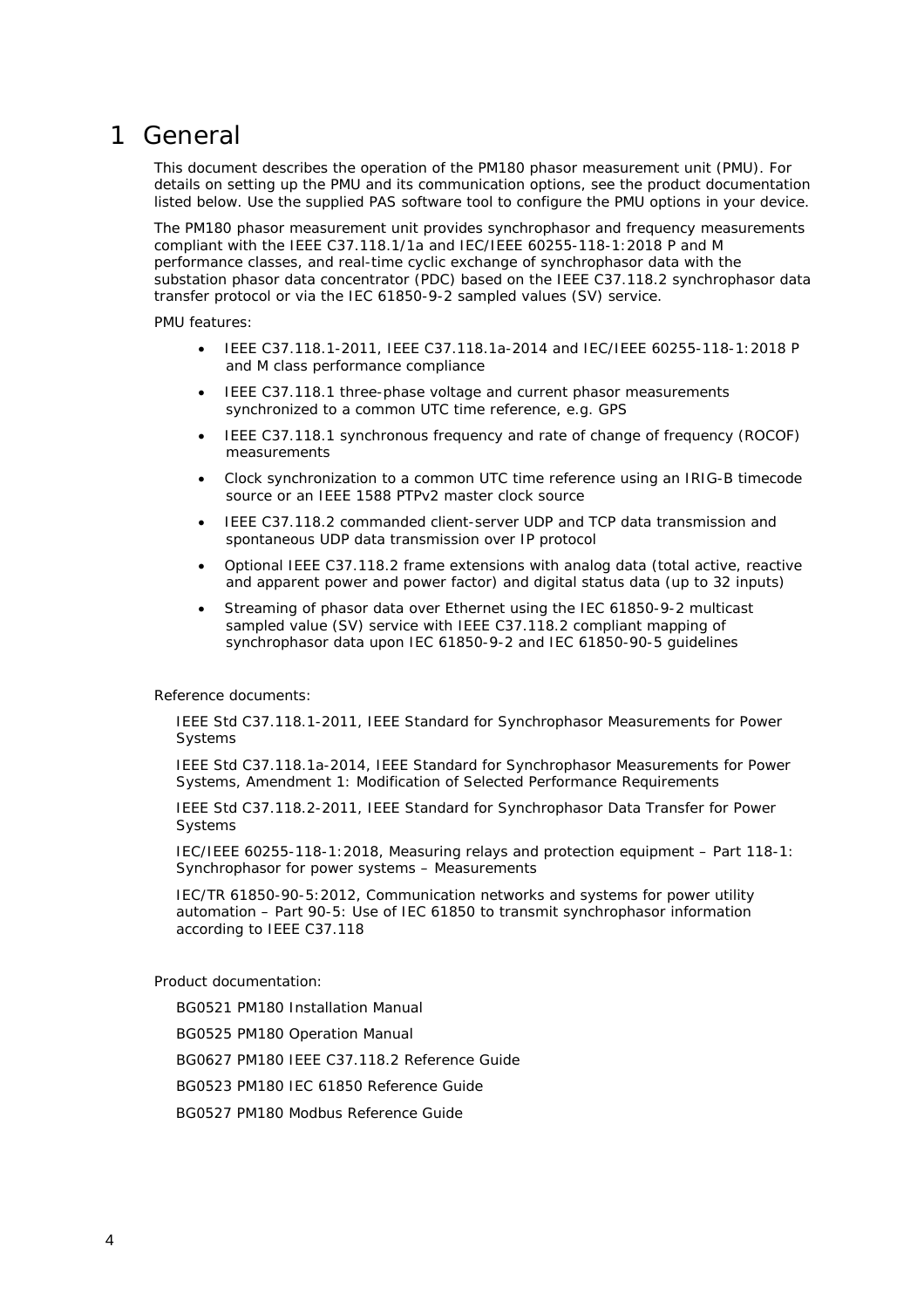# 1 General

This document describes the operation of the PM180 phasor measurement unit (PMU). For details on setting up the PMU and its communication options, see the product documentation listed below. Use the supplied PAS software tool to configure the PMU options in your device.

The PM180 phasor measurement unit provides synchrophasor and frequency measurements compliant with the IEEE C37.118.1/1a and IEC/IEEE 60255-118-1:2018 P and M performance classes, and real-time cyclic exchange of synchrophasor data with the substation phasor data concentrator (PDC) based on the IEEE C37.118.2 synchrophasor data transfer protocol or via the IEC 61850-9-2 sampled values (SV) service.

PMU features:

- IEEE C37.118.1-2011, IEEE C37.118.1a-2014 and IEC/IEEE 60255-118-1:2018 P and M class performance compliance
- IEEE C37.118.1 three-phase voltage and current phasor measurements synchronized to a common UTC time reference, e.g. GPS
- IEEE C37.118.1 synchronous frequency and rate of change of frequency (ROCOF) measurements
- Clock synchronization to a common UTC time reference using an IRIG-B timecode source or an IEEE 1588 PTPv2 master clock source
- IEEE C37.118.2 commanded client-server UDP and TCP data transmission and spontaneous UDP data transmission over IP protocol
- Optional IEEE C37.118.2 frame extensions with analog data (total active, reactive and apparent power and power factor) and digital status data (up to 32 inputs)
- Streaming of phasor data over Ethernet using the IEC 61850-9-2 multicast sampled value (SV) service with IEEE C37.118.2 compliant mapping of synchrophasor data upon IEC 61850-9-2 and IEC 61850-90-5 guidelines

Reference documents:

IEEE Std C37.118.1-2011, IEEE Standard for Synchrophasor Measurements for Power Systems

IEEE Std C37.118.1a-2014, IEEE Standard for Synchrophasor Measurements for Power Systems, Amendment 1: Modification of Selected Performance Requirements

IEEE Std C37.118.2-2011, IEEE Standard for Synchrophasor Data Transfer for Power Systems

IEC/IEEE 60255-118-1:2018, Measuring relays and protection equipment – Part 118-1: Synchrophasor for power systems – Measurements

IEC/TR 61850-90-5:2012, Communication networks and systems for power utility automation – Part 90-5: Use of IEC 61850 to transmit synchrophasor information according to IEEE C37.118

Product documentation:

BG0521 PM180 Installation Manual

BG0525 PM180 Operation Manual

BG0627 PM180 IEEE C37.118.2 Reference Guide

BG0523 PM180 IEC 61850 Reference Guide

BG0527 PM180 Modbus Reference Guide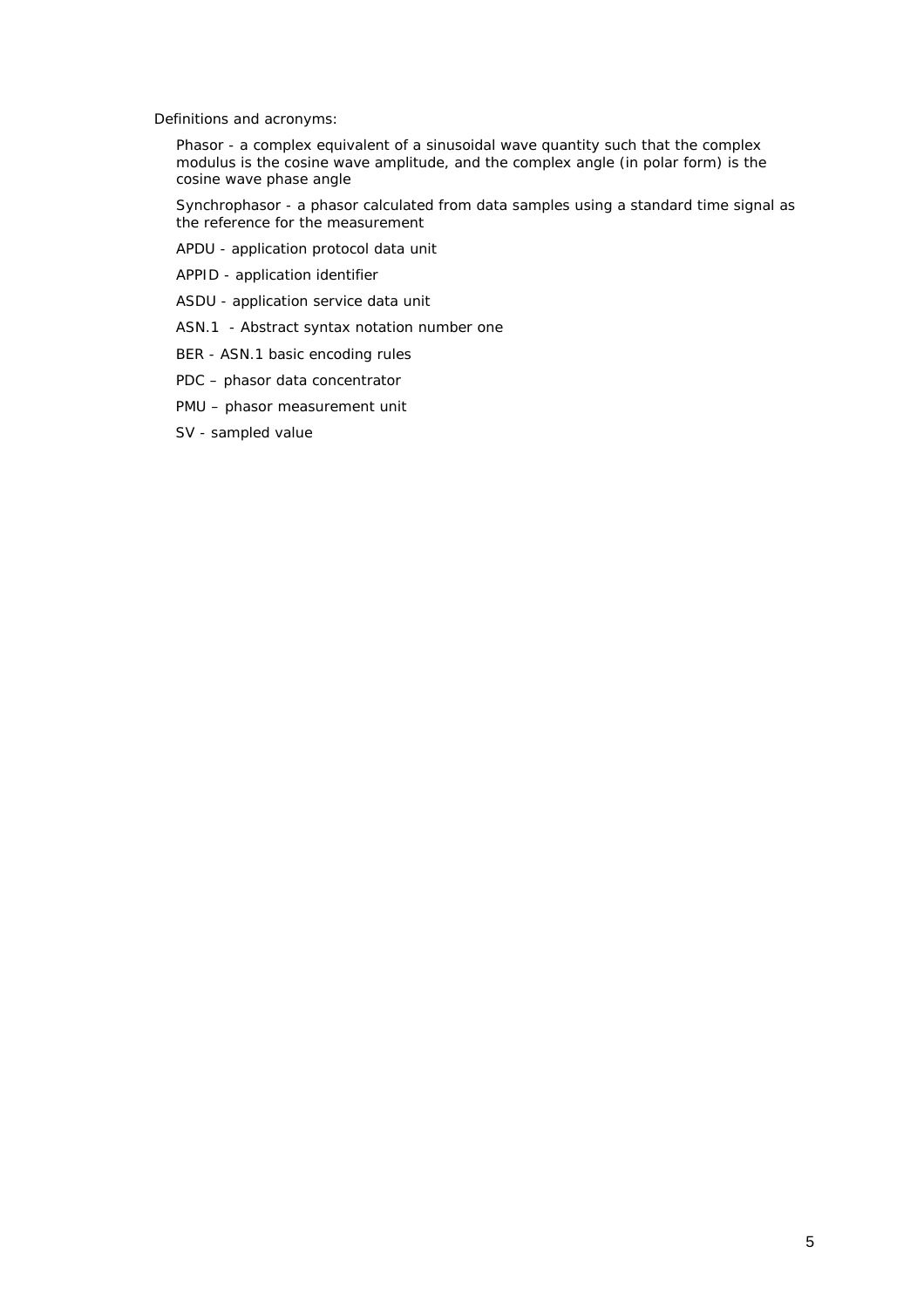Definitions and acronyms:

Phasor - a complex equivalent of a sinusoidal wave quantity such that the complex modulus is the cosine wave amplitude, and the complex angle (in polar form) is the cosine wave phase angle

Synchrophasor - a phasor calculated from data samples using a standard time signal as the reference for the measurement

APDU - application protocol data unit

APPID - application identifier

ASDU - application service data unit

ASN.1 - Abstract syntax notation number one

BER - ASN.1 basic encoding rules

PDC – phasor data concentrator

PMU – phasor measurement unit

SV - sampled value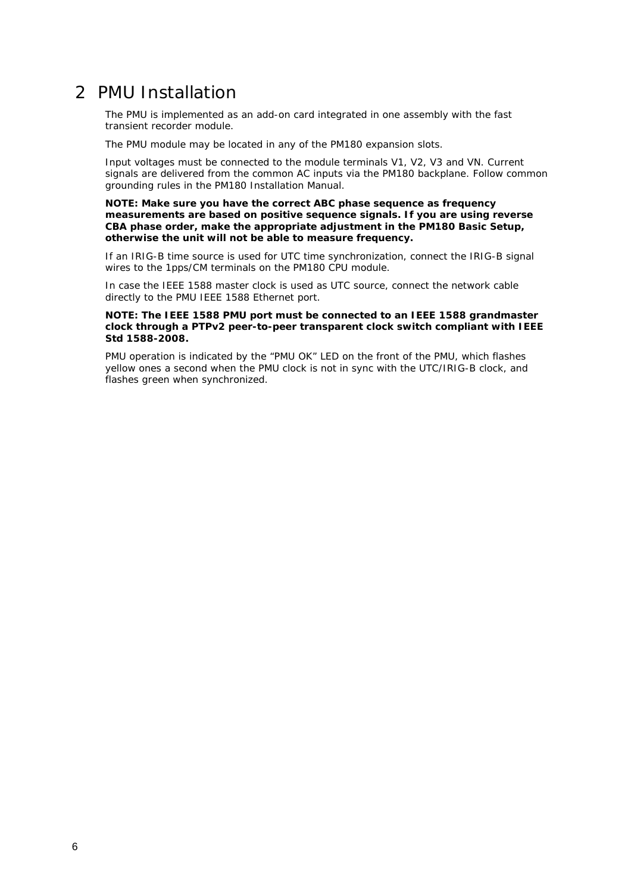# 2 PMU Installation

The PMU is implemented as an add-on card integrated in one assembly with the fast transient recorder module.

The PMU module may be located in any of the PM180 expansion slots.

Input voltages must be connected to the module terminals V1, V2, V3 and VN. Current signals are delivered from the common AC inputs via the PM180 backplane. Follow common grounding rules in the PM180 Installation Manual.

**NOTE: Make sure you have the correct ABC phase sequence as frequency measurements are based on positive sequence signals. If you are using reverse CBA phase order, make the appropriate adjustment in the PM180 Basic Setup, otherwise the unit will not be able to measure frequency.**

If an IRIG-B time source is used for UTC time synchronization, connect the IRIG-B signal wires to the 1pps/CM terminals on the PM180 CPU module.

In case the IEEE 1588 master clock is used as UTC source, connect the network cable directly to the PMU IEEE 1588 Ethernet port.

**NOTE: The IEEE 1588 PMU port must be connected to an IEEE 1588 grandmaster clock through a PTPv2 peer-to-peer transparent clock switch compliant with IEEE Std 1588-2008.**

PMU operation is indicated by the "PMU OK" LED on the front of the PMU, which flashes yellow ones a second when the PMU clock is not in sync with the UTC/IRIG-B clock, and flashes green when synchronized.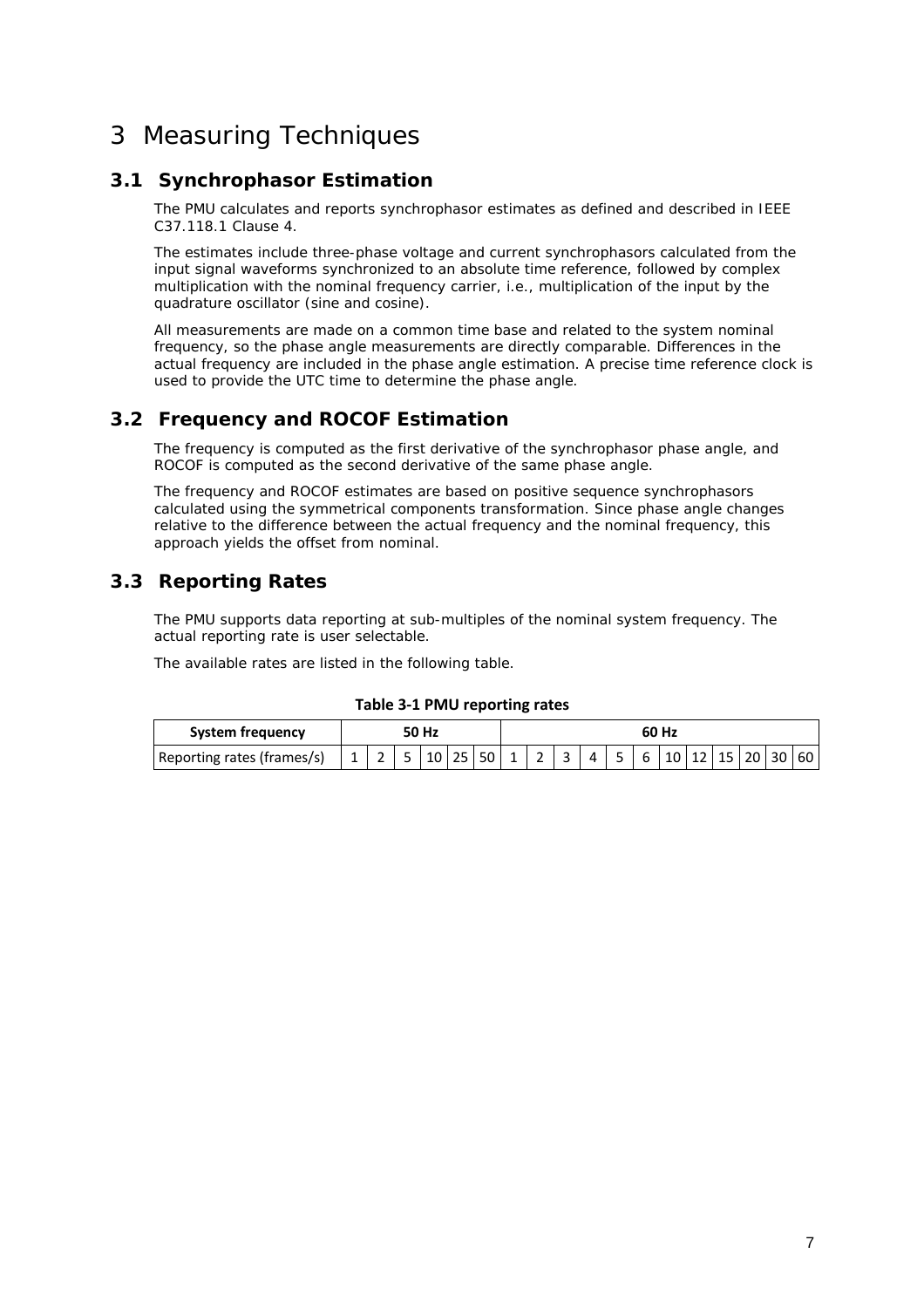# 3 Measuring Techniques

## 3.1 Synchrophasor Estimation

The PMU calculates and reports synchrophasor estimates as defined and described in IEEE C37.118.1 Clause 4.

The estimates include three-phase voltage and current synchrophasors calculated from the input signal waveforms synchronized to an absolute time reference, followed by complex multiplication with the nominal frequency carrier, i.e., multiplication of the input by the quadrature oscillator (sine and cosine).

All measurements are made on a common time base and related to the system nominal frequency, so the phase angle measurements are directly comparable. Differences in the actual frequency are included in the phase angle estimation. A precise time reference clock is used to provide the UTC time to determine the phase angle.

## 3.2 Frequency and ROCOF Estimation

The frequency is computed as the first derivative of the synchrophasor phase angle, and ROCOF is computed as the second derivative of the same phase angle.

The frequency and ROCOF estimates are based on positive sequence synchrophasors calculated using the symmetrical components transformation. Since phase angle changes relative to the difference between the actual frequency and the nominal frequency, this approach yields the offset from nominal.

## 3.3 Reporting Rates

The PMU supports data reporting at sub-multiples of the nominal system frequency. The actual reporting rate is user selectable.

The available rates are listed in the following table.

**Table 3-1 PMU reporting rates**

| System frequency | 50 Hz | | | | | | 60 Hz | | | | | | | | | | | |
|---|---|---|---|---|---|---|---|---|---|---|---|---|---|---|---|---|---|---|
| Reporting rates (frames/s) | 1 | 2 | 5 | 10 | 25 | 50 | 1 | 2 | 3 | 4 | 5 | 6 | 10 | 12 | 15 | 20 | 30 | 60 |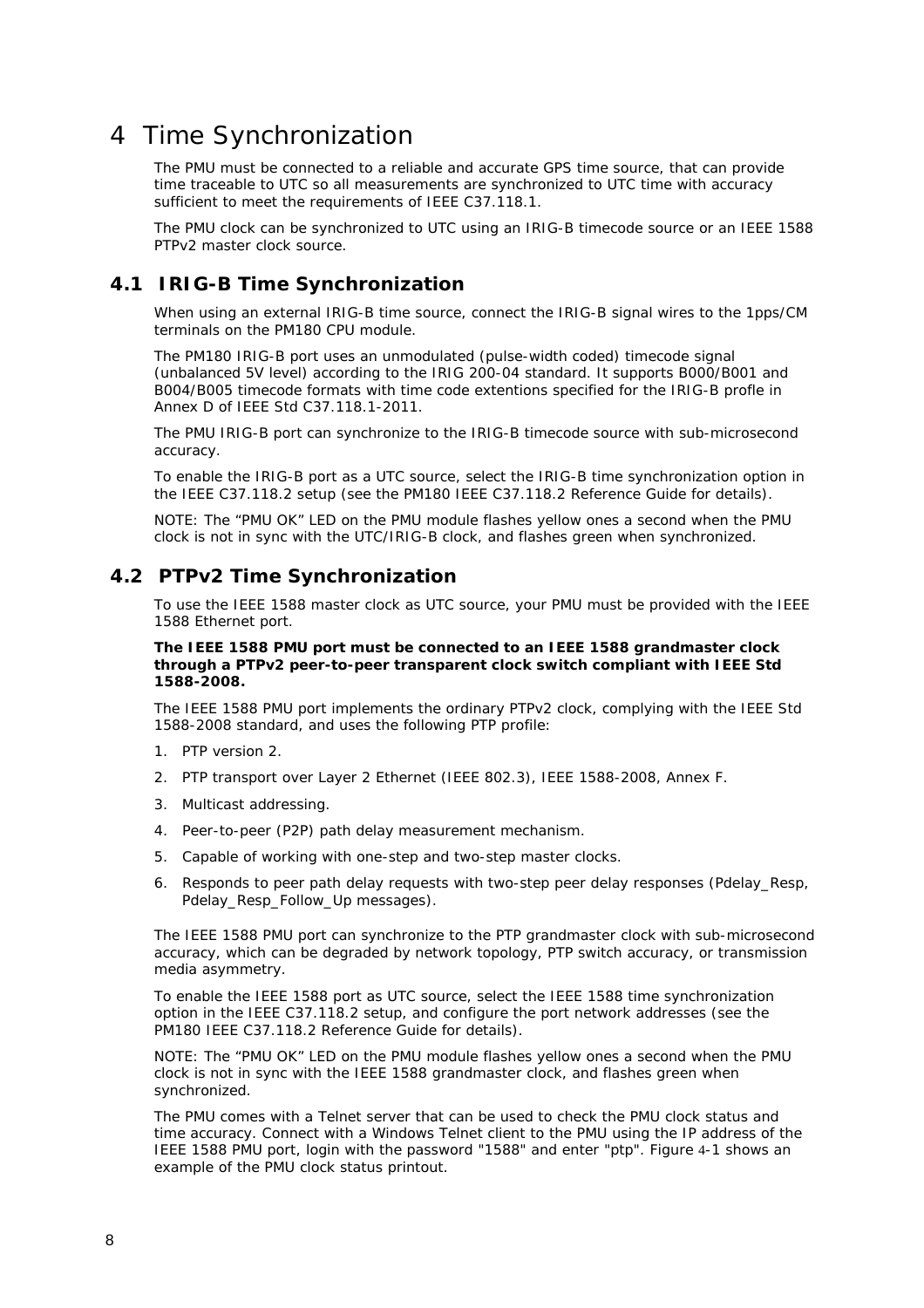# 4 Time Synchronization

The PMU must be connected to a reliable and accurate GPS time source, that can provide time traceable to UTC so all measurements are synchronized to UTC time with accuracy sufficient to meet the requirements of IEEE C37.118.1.

The PMU clock can be synchronized to UTC using an IRIG-B timecode source or an IEEE 1588 PTPv2 master clock source.

## 4.1 IRIG-B Time Synchronization

When using an external IRIG-B time source, connect the IRIG-B signal wires to the 1pps/CM terminals on the PM180 CPU module.

The PM180 IRIG-B port uses an unmodulated (pulse-width coded) timecode signal (unbalanced 5V level) according to the IRIG 200-04 standard. It supports B000/B001 and B004/B005 timecode formats with time code extentions specified for the IRIG-B profle in Annex D of IEEE Std C37.118.1-2011.

The PMU IRIG-B port can synchronize to the IRIG-B timecode source with sub-microsecond accuracy.

To enable the IRIG-B port as a UTC source, select the IRIG-B time synchronization option in the IEEE C37.118.2 setup (see the PM180 IEEE C37.118.2 Reference Guide for details).

NOTE: The “PMU OK” LED on the PMU module flashes yellow ones a second when the PMU clock is not in sync with the UTC/IRIG-B clock, and flashes green when synchronized.

## 4.2 PTPv2 Time Synchronization

To use the IEEE 1588 master clock as UTC source, your PMU must be provided with the IEEE 1588 Ethernet port.

**The IEEE 1588 PMU port must be connected to an IEEE 1588 grandmaster clock through a PTPv2 peer-to-peer transparent clock switch compliant with IEEE Std 1588-2008.**

The IEEE 1588 PMU port implements the ordinary PTPv2 clock, complying with the IEEE Std 1588-2008 standard, and uses the following PTP profile:

1. PTP version 2.
2. PTP transport over Layer 2 Ethernet (IEEE 802.3), IEEE 1588-2008, Annex F.
3. Multicast addressing.
4. Peer-to-peer (P2P) path delay measurement mechanism.
5. Capable of working with one-step and two-step master clocks.
6. Responds to peer path delay requests with two-step peer delay responses (Pdelay_Resp, Pdelay_Resp_Follow_Up messages).

The IEEE 1588 PMU port can synchronize to the PTP grandmaster clock with sub-microsecond accuracy, which can be degraded by network topology, PTP switch accuracy, or transmission media asymmetry.

To enable the IEEE 1588 port as UTC source, select the IEEE 1588 time synchronization option in the IEEE C37.118.2 setup, and configure the port network addresses (see the PM180 IEEE C37.118.2 Reference Guide for details).

NOTE: The “PMU OK” LED on the PMU module flashes yellow ones a second when the PMU clock is not in sync with the IEEE 1588 grandmaster clock, and flashes green when synchronized.

The PMU comes with a Telnet server that can be used to check the PMU clock status and time accuracy. Connect with a Windows Telnet client to the PMU using the IP address of the IEEE 1588 PMU port, login with the password "1588" and enter "ptp". Figure 4-1 shows an example of the PMU clock status printout.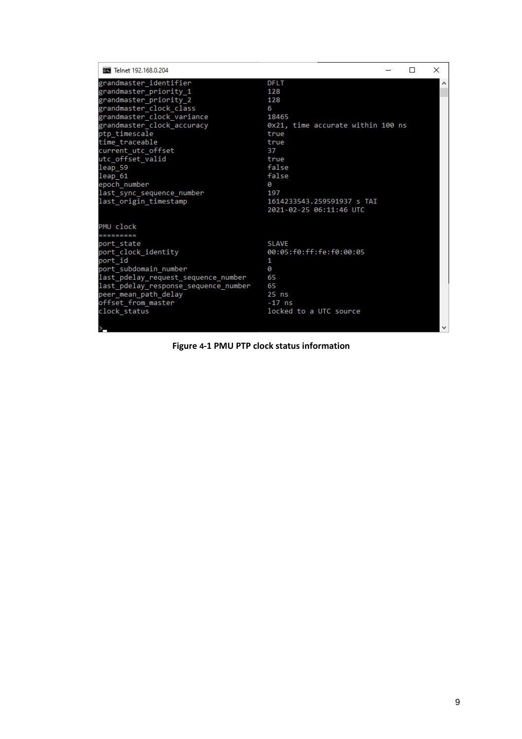```
grandmaster_identifier              DFLT
grandmaster_priority_1              128
grandmaster_priority_2              128
grandmaster_clock_class             6
grandmaster_clock_variance          18465
grandmaster_clock_accuracy          0x21, time accurate within 100 ns
ptp_timescale                       true
time_traceable                      true
current_utc_offset                  37
utc_offset_valid                    true
leap_59                             false
leap_61                             false
epoch_number                        0
last_sync_sequence_number           197
last_origin_timestamp               1614233543.259591937 s TAI
                                    2021-02-25 06:11:46 UTC

PMU clock
=========
port_state                          SLAVE
port_clock_identity                 00:05:f0:ff:fe:f0:00:05
port_id                             1
port_subdomain_number               0
last_pdelay_request_sequence_number 65
last_pdelay_response_sequence_number 65
peer_mean_path_delay                25 ns
offset_from_master                  -17 ns
clock_status                        locked to a UTC source

>_
```

**Figure 4-1 PMU PTP clock status information**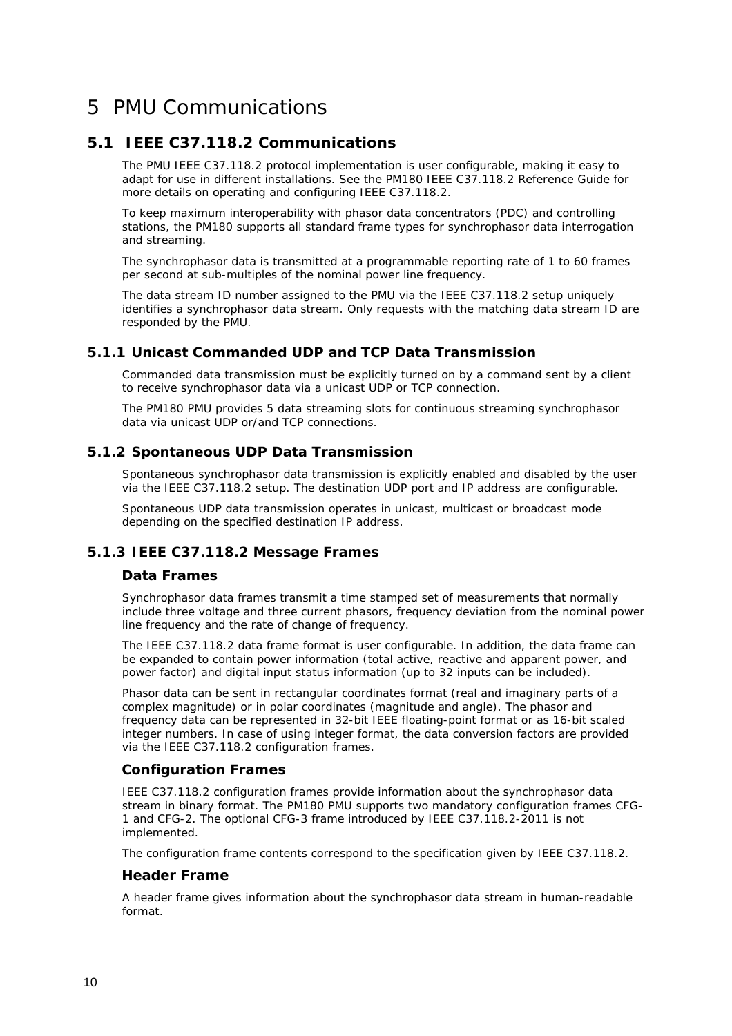# 5 PMU Communications

## 5.1 IEEE C37.118.2 Communications

The PMU IEEE C37.118.2 protocol implementation is user configurable, making it easy to adapt for use in different installations. See the PM180 IEEE C37.118.2 Reference Guide for more details on operating and configuring IEEE C37.118.2.

To keep maximum interoperability with phasor data concentrators (PDC) and controlling stations, the PM180 supports all standard frame types for synchrophasor data interrogation and streaming.

The synchrophasor data is transmitted at a programmable reporting rate of 1 to 60 frames per second at sub-multiples of the nominal power line frequency.

The data stream ID number assigned to the PMU via the IEEE C37.118.2 setup uniquely identifies a synchrophasor data stream. Only requests with the matching data stream ID are responded by the PMU.

### 5.1.1 Unicast Commanded UDP and TCP Data Transmission

Commanded data transmission must be explicitly turned on by a command sent by a client to receive synchrophasor data via a unicast UDP or TCP connection.

The PM180 PMU provides 5 data streaming slots for continuous streaming synchrophasor data via unicast UDP or/and TCP connections.

### 5.1.2 Spontaneous UDP Data Transmission

Spontaneous synchrophasor data transmission is explicitly enabled and disabled by the user via the IEEE C37.118.2 setup. The destination UDP port and IP address are configurable.

Spontaneous UDP data transmission operates in unicast, multicast or broadcast mode depending on the specified destination IP address.

### 5.1.3 IEEE C37.118.2 Message Frames

#### Data Frames

Synchrophasor data frames transmit a time stamped set of measurements that normally include three voltage and three current phasors, frequency deviation from the nominal power line frequency and the rate of change of frequency.

The IEEE C37.118.2 data frame format is user configurable. In addition, the data frame can be expanded to contain power information (total active, reactive and apparent power, and power factor) and digital input status information (up to 32 inputs can be included).

Phasor data can be sent in rectangular coordinates format (real and imaginary parts of a complex magnitude) or in polar coordinates (magnitude and angle). The phasor and frequency data can be represented in 32-bit IEEE floating-point format or as 16-bit scaled integer numbers. In case of using integer format, the data conversion factors are provided via the IEEE C37.118.2 configuration frames.

#### Configuration Frames

IEEE C37.118.2 configuration frames provide information about the synchrophasor data stream in binary format. The PM180 PMU supports two mandatory configuration frames CFG-1 and CFG-2. The optional CFG-3 frame introduced by IEEE C37.118.2-2011 is not implemented.

The configuration frame contents correspond to the specification given by IEEE C37.118.2.

#### Header Frame

A header frame gives information about the synchrophasor data stream in human-readable format.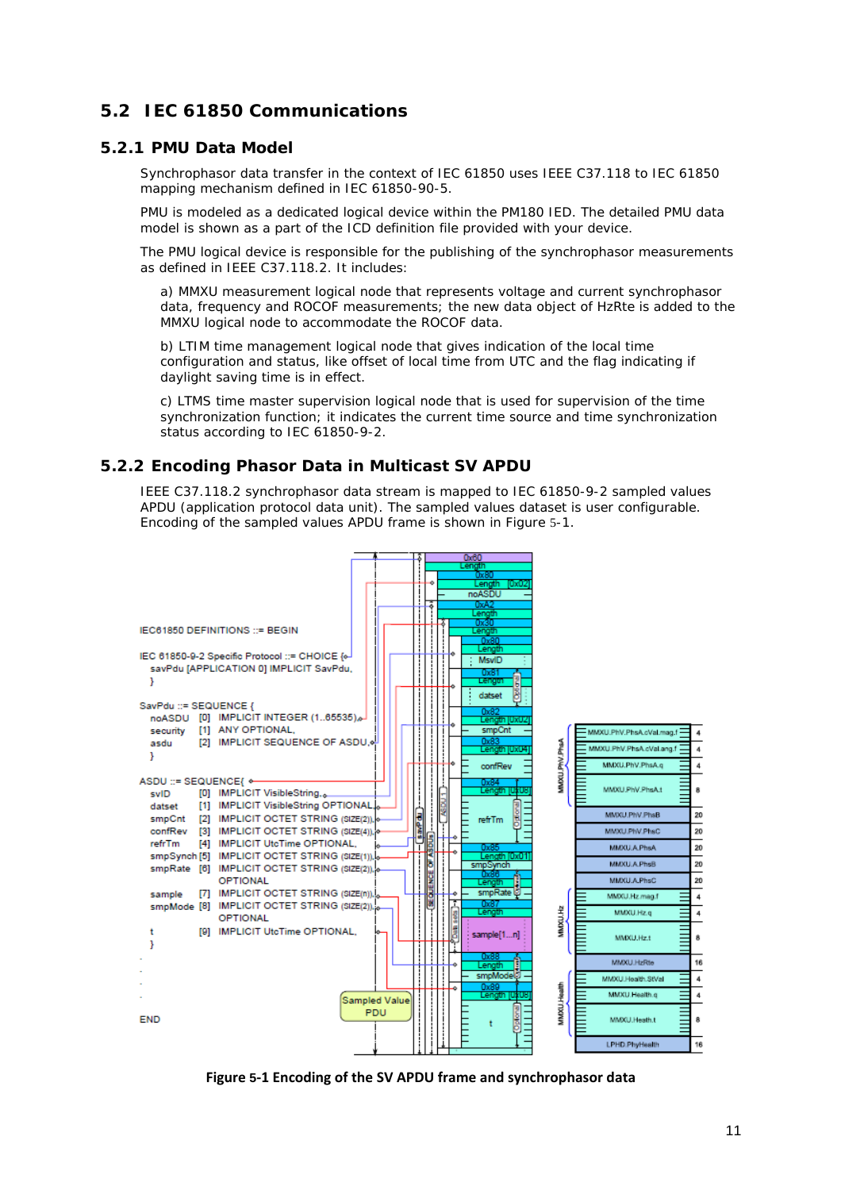## 5.2 IEC 61850 Communications

### 5.2.1 PMU Data Model

Synchrophasor data transfer in the context of IEC 61850 uses IEEE C37.118 to IEC 61850 mapping mechanism defined in IEC 61850-90-5.

PMU is modeled as a dedicated logical device within the PM180 IED. The detailed PMU data model is shown as a part of the ICD definition file provided with your device.

The PMU logical device is responsible for the publishing of the synchrophasor measurements as defined in IEEE C37.118.2. It includes:

a) MMXU measurement logical node that represents voltage and current synchrophasor data, frequency and ROCOF measurements; the new data object of HzRte is added to the MMXU logical node to accommodate the ROCOF data.

b) LTIM time management logical node that gives indication of the local time configuration and status, like offset of local time from UTC and the flag indicating if daylight saving time is in effect.

c) LTMS time master supervision logical node that is used for supervision of the time synchronization function; it indicates the current time source and time synchronization status according to IEC 61850-9-2.

### 5.2.2 Encoding Phasor Data in Multicast SV APDU

IEEE C37.118.2 synchrophasor data stream is mapped to IEC 61850-9-2 sampled values APDU (application protocol data unit). The sampled values dataset is user configurable. Encoding of the sampled values APDU frame is shown in Figure 5-1.

```
IEC61850 DEFINITIONS ::= BEGIN

IEC 61850-9-2 Specific Protocol ::= CHOICE {
    savPdu [APPLICATION 0] IMPLICIT SavPdu,
    }

SavPdu ::= SEQUENCE {
    noASDU    [0]  IMPLICIT INTEGER (1..65535),
    security  [1]  ANY OPTIONAL,
    asdu      [2]  IMPLICIT SEQUENCE OF ASDU,
    }

ASDU ::= SEQUENCE{
    svID      [0]  IMPLICIT VisibleString,
    datset    [1]  IMPLICIT VisibleString OPTIONAL,
    smpCnt    [2]  IMPLICIT OCTET STRING (SIZE(2)),
    confRev   [3]  IMPLICIT OCTET STRING (SIZE(4)),
    refrTm    [4]  IMPLICIT UtcTime OPTIONAL,
    smpSynch  [5]  IMPLICIT OCTET STRING (SIZE(1)),
    smpRate   [6]  IMPLICIT OCTET STRING (SIZE(2)),
                   OPTIONAL
    sample    [7]  IMPLICIT OCTET STRING (SIZE(n)),
    smpMode   [8]  IMPLICIT OCTET STRING (SIZE(2)),
                   OPTIONAL
    t         [9]  IMPLICIT UtcTime OPTIONAL,
    }
.
.
.
END
```

Figure 5-1 Encoding of the SV APDU frame and synchrophasor data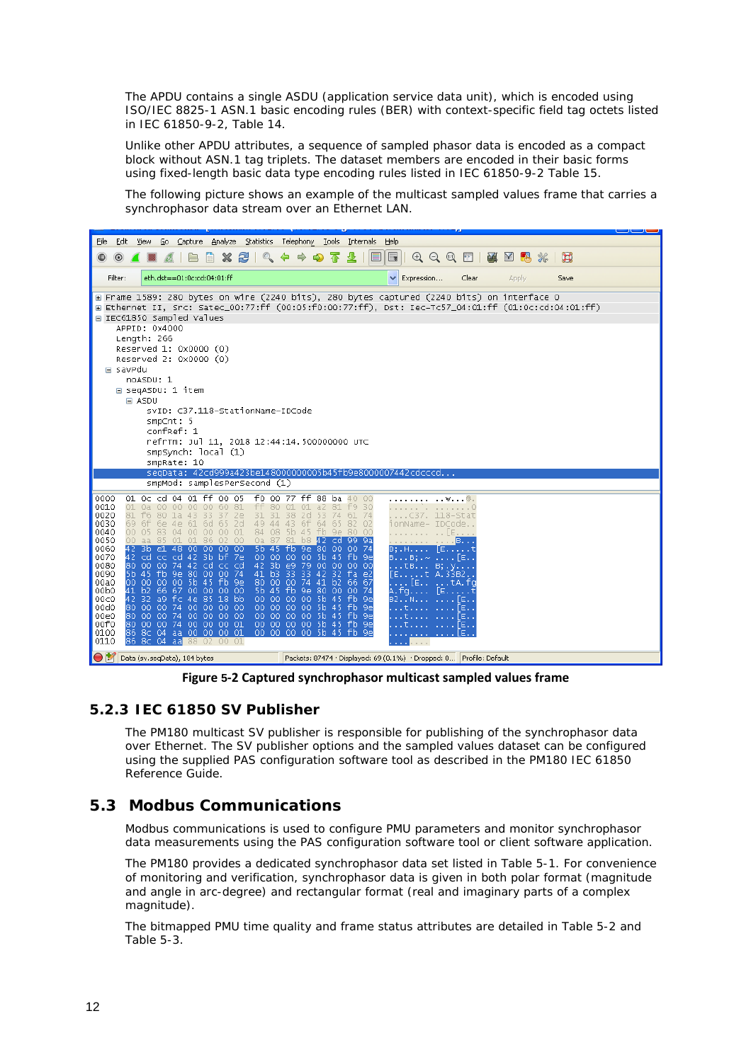The APDU contains a single ASDU (application service data unit), which is encoded using ISO/IEC 8825-1 ASN.1 basic encoding rules (BER) with context-specific field tag octets listed in IEC 61850-9-2, Table 14.

Unlike other APDU attributes, a sequence of sampled phasor data is encoded as a compact block without ASN.1 tag triplets. The dataset members are encoded in their basic forms using fixed-length basic data type encoding rules listed in IEC 61850-9-2 Table 15.

The following picture shows an example of the multicast sampled values frame that carries a synchrophasor data stream over an Ethernet LAN.

**Figure 5-2 Captured synchrophasor multicast sampled values frame**

### 5.2.3 IEC 61850 SV Publisher

The PM180 multicast SV publisher is responsible for publishing of the synchrophasor data over Ethernet. The SV publisher options and the sampled values dataset can be configured using the supplied PAS configuration software tool as described in the PM180 IEC 61850 Reference Guide.

## 5.3 Modbus Communications

Modbus communications is used to configure PMU parameters and monitor synchrophasor data measurements using the PAS configuration software tool or client software application.

The PM180 provides a dedicated synchrophasor data set listed in Table 5-1. For convenience of monitoring and verification, synchrophasor data is given in both polar format (magnitude and angle in arc-degree) and rectangular format (real and imaginary parts of a complex magnitude).

The bitmapped PMU time quality and frame status attributes are detailed in Table 5-2 and Table 5-3.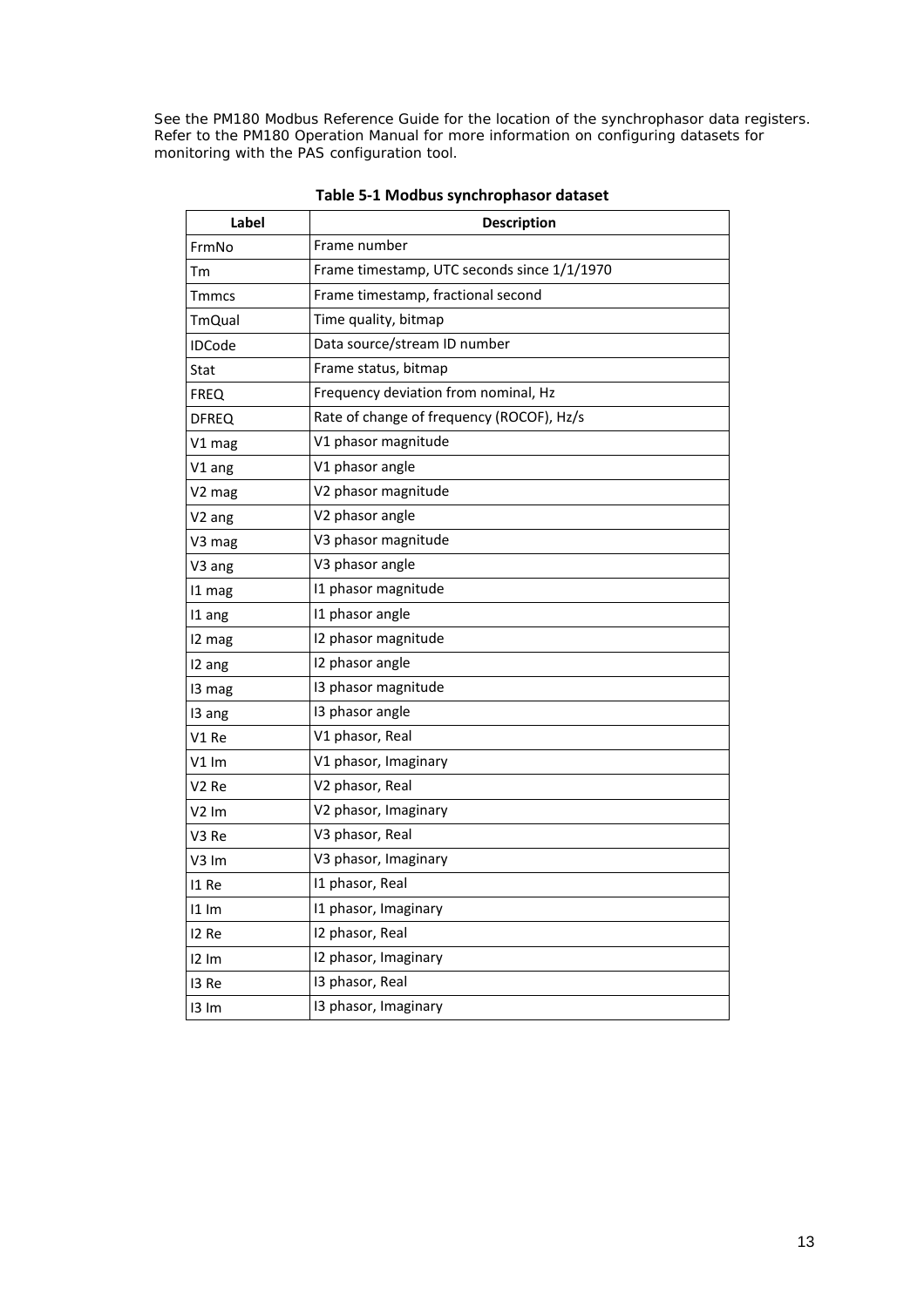See the PM180 Modbus Reference Guide for the location of the synchrophasor data registers. Refer to the PM180 Operation Manual for more information on configuring datasets for monitoring with the PAS configuration tool.

**Table 5-1 Modbus synchrophasor dataset**

| Label | Description |
|---|---|
| FrmNo | Frame number |
| Tm | Frame timestamp, UTC seconds since 1/1/1970 |
| Tmmcs | Frame timestamp, fractional second |
| TmQual | Time quality, bitmap |
| IDCode | Data source/stream ID number |
| Stat | Frame status, bitmap |
| FREQ | Frequency deviation from nominal, Hz |
| DFREQ | Rate of change of frequency (ROCOF), Hz/s |
| V1 mag | V1 phasor magnitude |
| V1 ang | V1 phasor angle |
| V2 mag | V2 phasor magnitude |
| V2 ang | V2 phasor angle |
| V3 mag | V3 phasor magnitude |
| V3 ang | V3 phasor angle |
| I1 mag | I1 phasor magnitude |
| I1 ang | I1 phasor angle |
| I2 mag | I2 phasor magnitude |
| I2 ang | I2 phasor angle |
| I3 mag | I3 phasor magnitude |
| I3 ang | I3 phasor angle |
| V1 Re | V1 phasor, Real |
| V1 Im | V1 phasor, Imaginary |
| V2 Re | V2 phasor, Real |
| V2 Im | V2 phasor, Imaginary |
| V3 Re | V3 phasor, Real |
| V3 Im | V3 phasor, Imaginary |
| I1 Re | I1 phasor, Real |
| I1 Im | I1 phasor, Imaginary |
| I2 Re | I2 phasor, Real |
| I2 Im | I2 phasor, Imaginary |
| I3 Re | I3 phasor, Real |
| I3 Im | I3 phasor, Imaginary |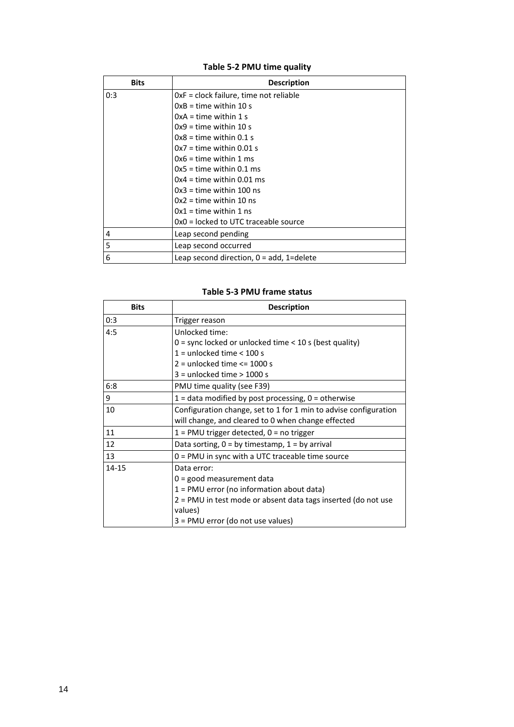**Table 5-2 PMU time quality**

| Bits | Description |
|---|---|
| 0:3 | 0xF = clock failure, time not reliable<br>0xB = time within 10 s<br>0xA = time within 1 s<br>0x9 = time within 10 s<br>0x8 = time within 0.1 s<br>0x7 = time within 0.01 s<br>0x6 = time within 1 ms<br>0x5 = time within 0.1 ms<br>0x4 = time within 0.01 ms<br>0x3 = time within 100 ns<br>0x2 = time within 10 ns<br>0x1 = time within 1 ns<br>0x0 = locked to UTC traceable source |
| 4 | Leap second pending |
| 5 | Leap second occurred |
| 6 | Leap second direction, 0 = add, 1=delete |

**Table 5-3 PMU frame status**

| Bits | Description |
|---|---|
| 0:3 | Trigger reason |
| 4:5 | Unlocked time:<br>0 = sync locked or unlocked time < 10 s (best quality)<br>1 = unlocked time < 100 s<br>2 = unlocked time <= 1000 s<br>3 = unlocked time > 1000 s |
| 6:8 | PMU time quality (see F39) |
| 9 | 1 = data modified by post processing, 0 = otherwise |
| 10 | Configuration change, set to 1 for 1 min to advise configuration will change, and cleared to 0 when change effected |
| 11 | 1 = PMU trigger detected, 0 = no trigger |
| 12 | Data sorting, 0 = by timestamp, 1 = by arrival |
| 13 | 0 = PMU in sync with a UTC traceable time source |
| 14-15 | Data error:<br>0 = good measurement data<br>1 = PMU error (no information about data)<br>2 = PMU in test mode or absent data tags inserted (do not use values)<br>3 = PMU error (do not use values) |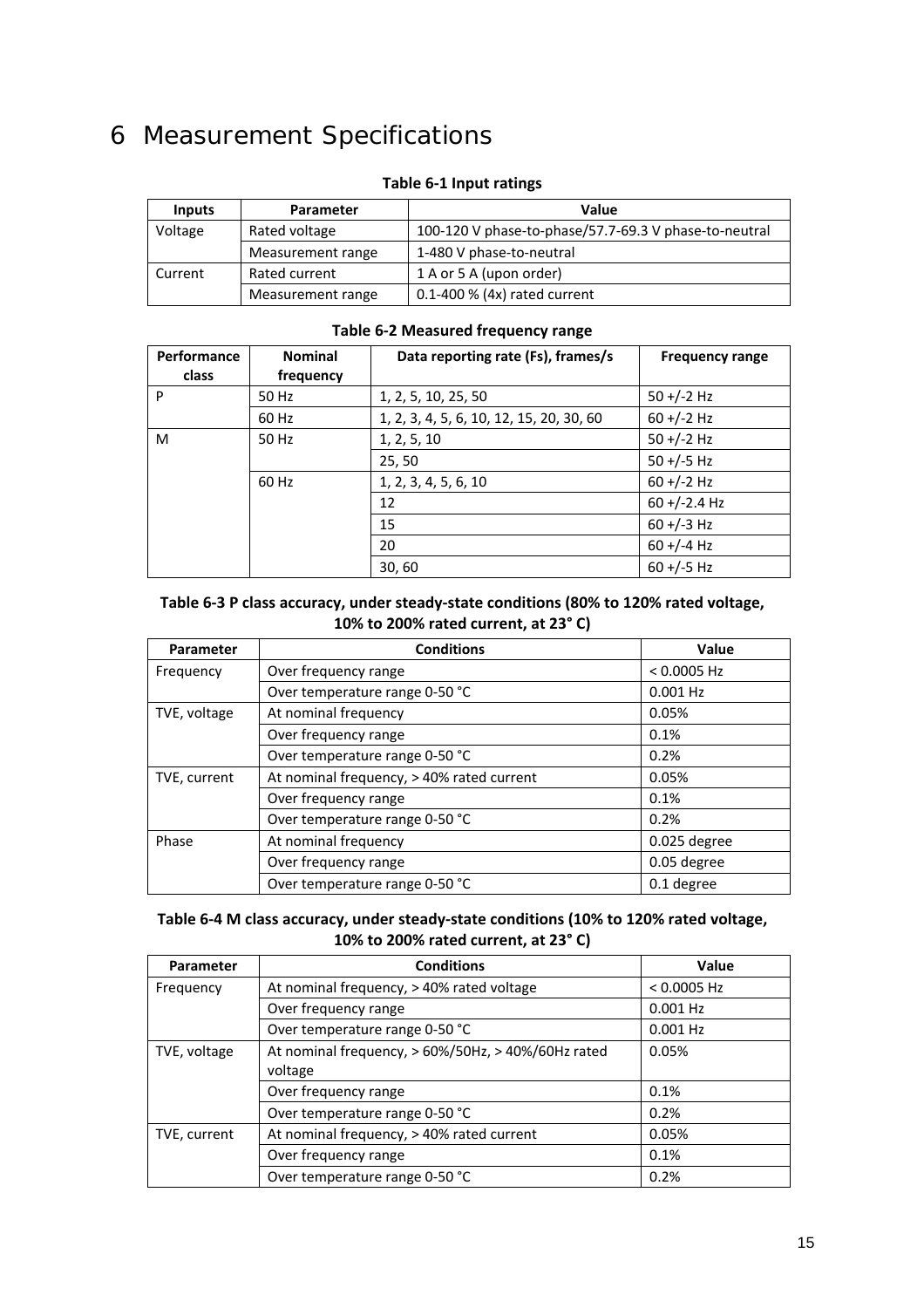# 6 Measurement Specifications

**Table 6-1 Input ratings**

| Inputs | Parameter | Value |
|---|---|---|
| Voltage | Rated voltage | 100-120 V phase-to-phase/57.7-69.3 V phase-to-neutral |
| | Measurement range | 1-480 V phase-to-neutral |
| Current | Rated current | 1 A or 5 A (upon order) |
| | Measurement range | 0.1-400 % (4x) rated current |

**Table 6-2 Measured frequency range**

| Performance class | Nominal frequency | Data reporting rate (Fs), frames/s | Frequency range |
|---|---|---|---|
| P | 50 Hz | 1, 2, 5, 10, 25, 50 | 50 +/-2 Hz |
| | 60 Hz | 1, 2, 3, 4, 5, 6, 10, 12, 15, 20, 30, 60 | 60 +/-2 Hz |
| M | 50 Hz | 1, 2, 5, 10 | 50 +/-2 Hz |
| | | 25, 50 | 50 +/-5 Hz |
| | 60 Hz | 1, 2, 3, 4, 5, 6, 10 | 60 +/-2 Hz |
| | | 12 | 60 +/-2.4 Hz |
| | | 15 | 60 +/-3 Hz |
| | | 20 | 60 +/-4 Hz |
| | | 30, 60 | 60 +/-5 Hz |

**Table 6-3 P class accuracy, under steady-state conditions (80% to 120% rated voltage, 10% to 200% rated current, at 23° C)**

| Parameter | Conditions | Value |
|---|---|---|
| Frequency | Over frequency range | < 0.0005 Hz |
| | Over temperature range 0-50 °C | 0.001 Hz |
| TVE, voltage | At nominal frequency | 0.05% |
| | Over frequency range | 0.1% |
| | Over temperature range 0-50 °C | 0.2% |
| TVE, current | At nominal frequency, > 40% rated current | 0.05% |
| | Over frequency range | 0.1% |
| | Over temperature range 0-50 °C | 0.2% |
| Phase | At nominal frequency | 0.025 degree |
| | Over frequency range | 0.05 degree |
| | Over temperature range 0-50 °C | 0.1 degree |

**Table 6-4 M class accuracy, under steady-state conditions (10% to 120% rated voltage, 10% to 200% rated current, at 23° C)**

| Parameter | Conditions | Value |
|---|---|---|
| Frequency | At nominal frequency, > 40% rated voltage | < 0.0005 Hz |
| | Over frequency range | 0.001 Hz |
| | Over temperature range 0-50 °C | 0.001 Hz |
| TVE, voltage | At nominal frequency, > 60%/50Hz, > 40%/60Hz rated voltage | 0.05% |
| | Over frequency range | 0.1% |
| | Over temperature range 0-50 °C | 0.2% |
| TVE, current | At nominal frequency, > 40% rated current | 0.05% |
| | Over frequency range | 0.1% |
| | Over temperature range 0-50 °C | 0.2% |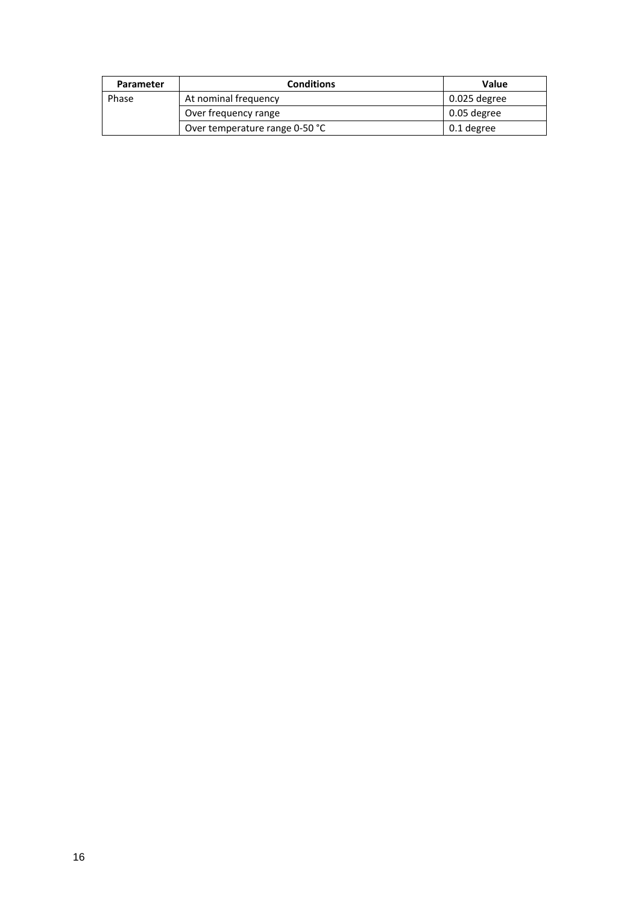| Parameter | Conditions | Value |
|---|---|---|
| Phase | At nominal frequency | 0.025 degree |
| | Over frequency range | 0.05 degree |
| | Over temperature range 0-50 °C | 0.1 degree |